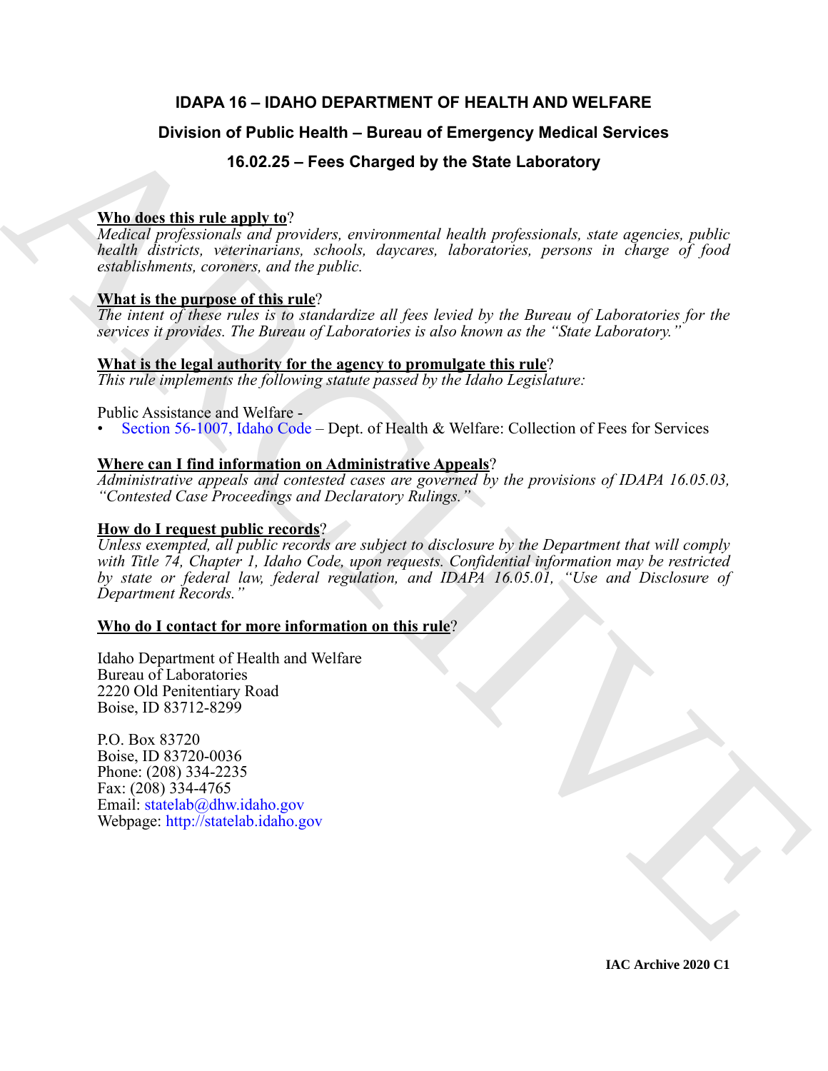# IDAPA 16 – IDAHO DEPARTMENT OF HEALTH AND WELFARE

## Division of Public Health – Bureau of Emergency Medical Services

## 16.02.25 – Fees Charged by the State Laboratory

**Who does this rule apply to?**
*Medical professionals and providers, environmental health professionals, state agencies, public health districts, veterinarians, schools, daycares, laboratories, persons in charge of food establishments, coroners, and the public.*

**What is the purpose of this rule?**
*The intent of these rules is to standardize all fees levied by the Bureau of Laboratories for the services it provides. The Bureau of Laboratories is also known as the "State Laboratory."*

**What is the legal authority for the agency to promulgate this rule?**
*This rule implements the following statute passed by the Idaho Legislature:*

Public Assistance and Welfare -
- Section 56-1007, Idaho Code – Dept. of Health & Welfare: Collection of Fees for Services

**Where can I find information on Administrative Appeals?**
*Administrative appeals and contested cases are governed by the provisions of IDAPA 16.05.03, "Contested Case Proceedings and Declaratory Rulings."*

**How do I request public records?**
*Unless exempted, all public records are subject to disclosure by the Department that will comply with Title 74, Chapter 1, Idaho Code, upon requests. Confidential information may be restricted by state or federal law, federal regulation, and IDAPA 16.05.01, "Use and Disclosure of Department Records."*

**Who do I contact for more information on this rule?**

Idaho Department of Health and Welfare
Bureau of Laboratories
2220 Old Penitentiary Road
Boise, ID 83712-8299

P.O. Box 83720
Boise, ID 83720-0036
Phone: (208) 334-2235
Fax: (208) 334-4765
Email: statelab@dhw.idaho.gov
Webpage: http://statelab.idaho.gov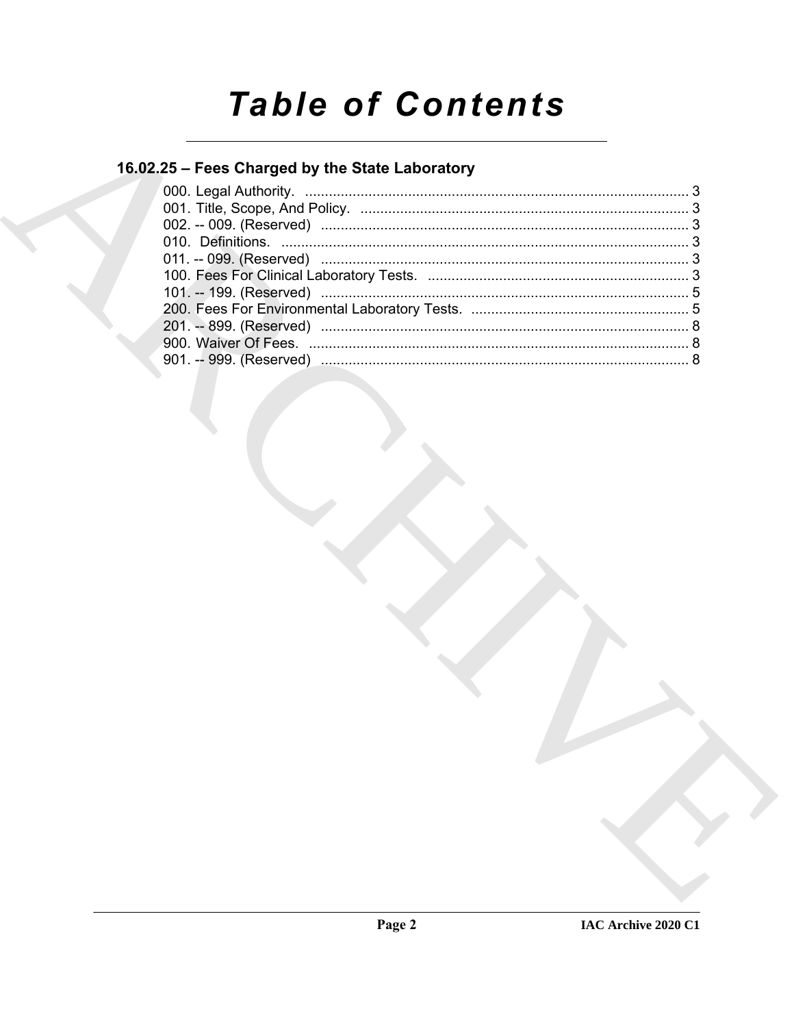# Table of Contents

## 16.02.25 – Fees Charged by the State Laboratory

000. Legal Authority. ........................................................................................ 3
001. Title, Scope, And Policy. ............................................................................ 3
002. -- 009. (Reserved) ..................................................................................... 3
010. Definitions. ................................................................................................ 3
011. -- 099. (Reserved) ..................................................................................... 3
100. Fees For Clinical Laboratory Tests. ........................................................... 3
101. -- 199. (Reserved) ..................................................................................... 5
200. Fees For Environmental Laboratory Tests. ................................................ 5
201. -- 899. (Reserved) ..................................................................................... 8
900. Waiver Of Fees. ......................................................................................... 8
901. -- 999. (Reserved) ..................................................................................... 8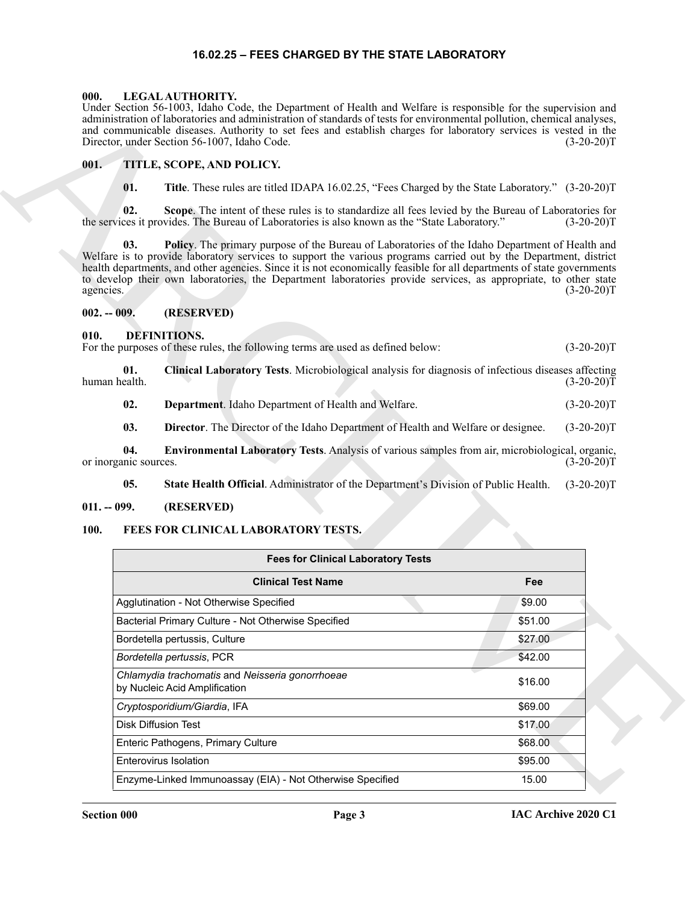# 16.02.25 – FEES CHARGED BY THE STATE LABORATORY

## 000. LEGAL AUTHORITY.

Under Section 56-1003, Idaho Code, the Department of Health and Welfare is responsible for the supervision and administration of laboratories and administration of standards of tests for environmental pollution, chemical analyses, and communicable diseases. Authority to set fees and establish charges for laboratory services is vested in the Director, under Section 56-1007, Idaho Code. (3-20-20)T

## 001. TITLE, SCOPE, AND POLICY.

**01. Title**. These rules are titled IDAPA 16.02.25, "Fees Charged by the State Laboratory." (3-20-20)T

**02. Scope**. The intent of these rules is to standardize all fees levied by the Bureau of Laboratories for the services it provides. The Bureau of Laboratories is also known as the "State Laboratory." (3-20-20)T

**03. Policy**. The primary purpose of the Bureau of Laboratories of the Idaho Department of Health and Welfare is to provide laboratory services to support the various programs carried out by the Department, district health departments, and other agencies. Since it is not economically feasible for all departments of state governments to develop their own laboratories, the Department laboratories provide services, as appropriate, to other state agencies. (3-20-20)T

## 002. -- 009. (RESERVED)

## 010. DEFINITIONS.

For the purposes of these rules, the following terms are used as defined below: (3-20-20)T

**01. Clinical Laboratory Tests**. Microbiological analysis for diagnosis of infectious diseases affecting human health. (3-20-20)T

**02. Department**. Idaho Department of Health and Welfare. (3-20-20)T

**03. Director**. The Director of the Idaho Department of Health and Welfare or designee. (3-20-20)T

**04. Environmental Laboratory Tests**. Analysis of various samples from air, microbiological, organic, or inorganic sources. (3-20-20)T

**05. State Health Official**. Administrator of the Department's Division of Public Health. (3-20-20)T

## 011. -- 099. (RESERVED)

## 100. FEES FOR CLINICAL LABORATORY TESTS.

| Fees for Clinical Laboratory Tests | |
|---|---|
| **Clinical Test Name** | **Fee** |
| Agglutination - Not Otherwise Specified | $9.00 |
| Bacterial Primary Culture - Not Otherwise Specified | $51.00 |
| Bordetella pertussis, Culture | $27.00 |
| *Bordetella pertussis*, PCR | $42.00 |
| *Chlamydia trachomatis* and *Neisseria gonorrhoeae* by Nucleic Acid Amplification | $16.00 |
| *Cryptosporidium/Giardia*, IFA | $69.00 |
| Disk Diffusion Test | $17.00 |
| Enteric Pathogens, Primary Culture | $68.00 |
| Enterovirus Isolation | $95.00 |
| Enzyme-Linked Immunoassay (EIA) - Not Otherwise Specified | 15.00 |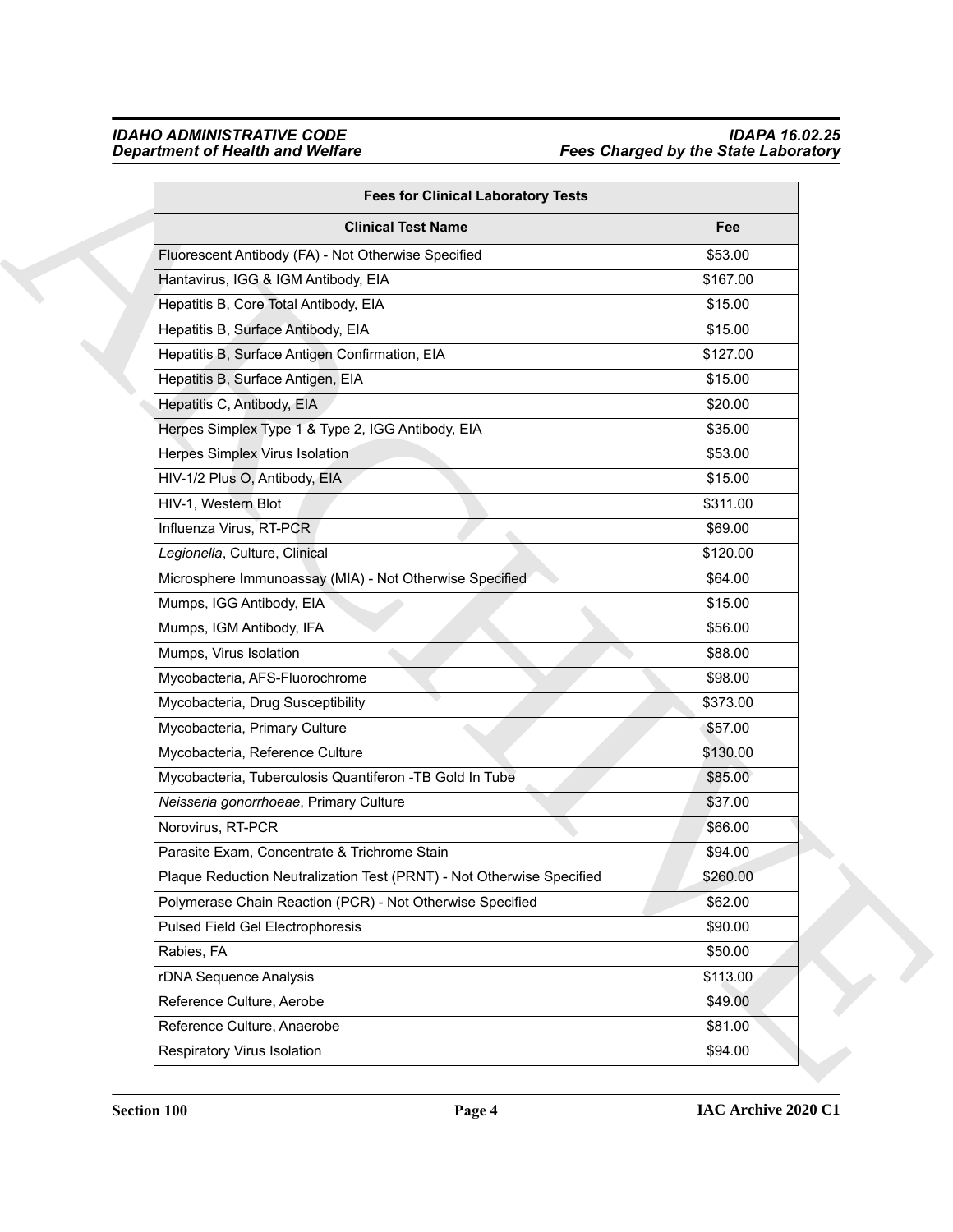| Fees for Clinical Laboratory Tests | |
|---|---|
| **Clinical Test Name** | **Fee** |
| Fluorescent Antibody (FA) - Not Otherwise Specified | $53.00 |
| Hantavirus, IGG & IGM Antibody, EIA | $167.00 |
| Hepatitis B, Core Total Antibody, EIA | $15.00 |
| Hepatitis B, Surface Antibody, EIA | $15.00 |
| Hepatitis B, Surface Antigen Confirmation, EIA | $127.00 |
| Hepatitis B, Surface Antigen, EIA | $15.00 |
| Hepatitis C, Antibody, EIA | $20.00 |
| Herpes Simplex Type 1 & Type 2, IGG Antibody, EIA | $35.00 |
| Herpes Simplex Virus Isolation | $53.00 |
| HIV-1/2 Plus O, Antibody, EIA | $15.00 |
| HIV-1, Western Blot | $311.00 |
| Influenza Virus, RT-PCR | $69.00 |
| *Legionella*, Culture, Clinical | $120.00 |
| Microsphere Immunoassay (MIA) - Not Otherwise Specified | $64.00 |
| Mumps, IGG Antibody, EIA | $15.00 |
| Mumps, IGM Antibody, IFA | $56.00 |
| Mumps, Virus Isolation | $88.00 |
| Mycobacteria, AFS-Fluorochrome | $98.00 |
| Mycobacteria, Drug Susceptibility | $373.00 |
| Mycobacteria, Primary Culture | $57.00 |
| Mycobacteria, Reference Culture | $130.00 |
| Mycobacteria, Tuberculosis Quantiferon -TB Gold In Tube | $85.00 |
| *Neisseria gonorrhoeae*, Primary Culture | $37.00 |
| Norovirus, RT-PCR | $66.00 |
| Parasite Exam, Concentrate & Trichrome Stain | $94.00 |
| Plaque Reduction Neutralization Test (PRNT) - Not Otherwise Specified | $260.00 |
| Polymerase Chain Reaction (PCR) - Not Otherwise Specified | $62.00 |
| Pulsed Field Gel Electrophoresis | $90.00 |
| Rabies, FA | $50.00 |
| rDNA Sequence Analysis | $113.00 |
| Reference Culture, Aerobe | $49.00 |
| Reference Culture, Anaerobe | $81.00 |
| Respiratory Virus Isolation | $94.00 |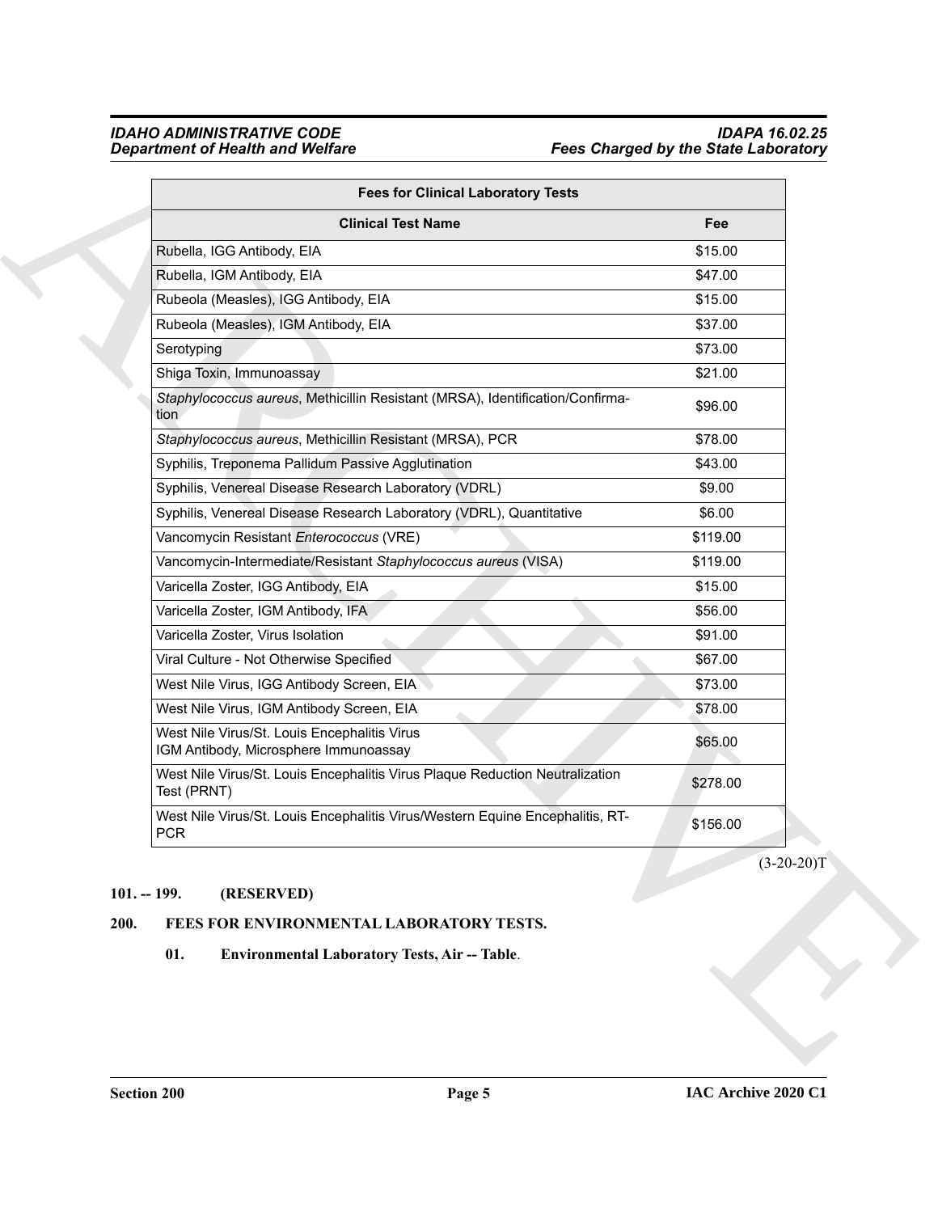| Fees for Clinical Laboratory Tests | |
|---|---|
| **Clinical Test Name** | **Fee** |
| Rubella, IGG Antibody, EIA | $15.00 |
| Rubella, IGM Antibody, EIA | $47.00 |
| Rubeola (Measles), IGG Antibody, EIA | $15.00 |
| Rubeola (Measles), IGM Antibody, EIA | $37.00 |
| Serotyping | $73.00 |
| Shiga Toxin, Immunoassay | $21.00 |
| *Staphylococcus aureus*, Methicillin Resistant (MRSA), Identification/Confirmation | $96.00 |
| *Staphylococcus aureus*, Methicillin Resistant (MRSA), PCR | $78.00 |
| Syphilis, Treponema Pallidum Passive Agglutination | $43.00 |
| Syphilis, Venereal Disease Research Laboratory (VDRL) | $9.00 |
| Syphilis, Venereal Disease Research Laboratory (VDRL), Quantitative | $6.00 |
| Vancomycin Resistant *Enterococcus* (VRE) | $119.00 |
| Vancomycin-Intermediate/Resistant *Staphylococcus aureus* (VISA) | $119.00 |
| Varicella Zoster, IGG Antibody, EIA | $15.00 |
| Varicella Zoster, IGM Antibody, IFA | $56.00 |
| Varicella Zoster, Virus Isolation | $91.00 |
| Viral Culture - Not Otherwise Specified | $67.00 |
| West Nile Virus, IGG Antibody Screen, EIA | $73.00 |
| West Nile Virus, IGM Antibody Screen, EIA | $78.00 |
| West Nile Virus/St. Louis Encephalitis Virus IGM Antibody, Microsphere Immunoassay | $65.00 |
| West Nile Virus/St. Louis Encephalitis Virus Plaque Reduction Neutralization Test (PRNT) | $278.00 |
| West Nile Virus/St. Louis Encephalitis Virus/Western Equine Encephalitis, RT-PCR | $156.00 |

(3-20-20)T

**101. -- 199. (RESERVED)**

**200. FEES FOR ENVIRONMENTAL LABORATORY TESTS.**

**01. Environmental Laboratory Tests, Air -- Table**.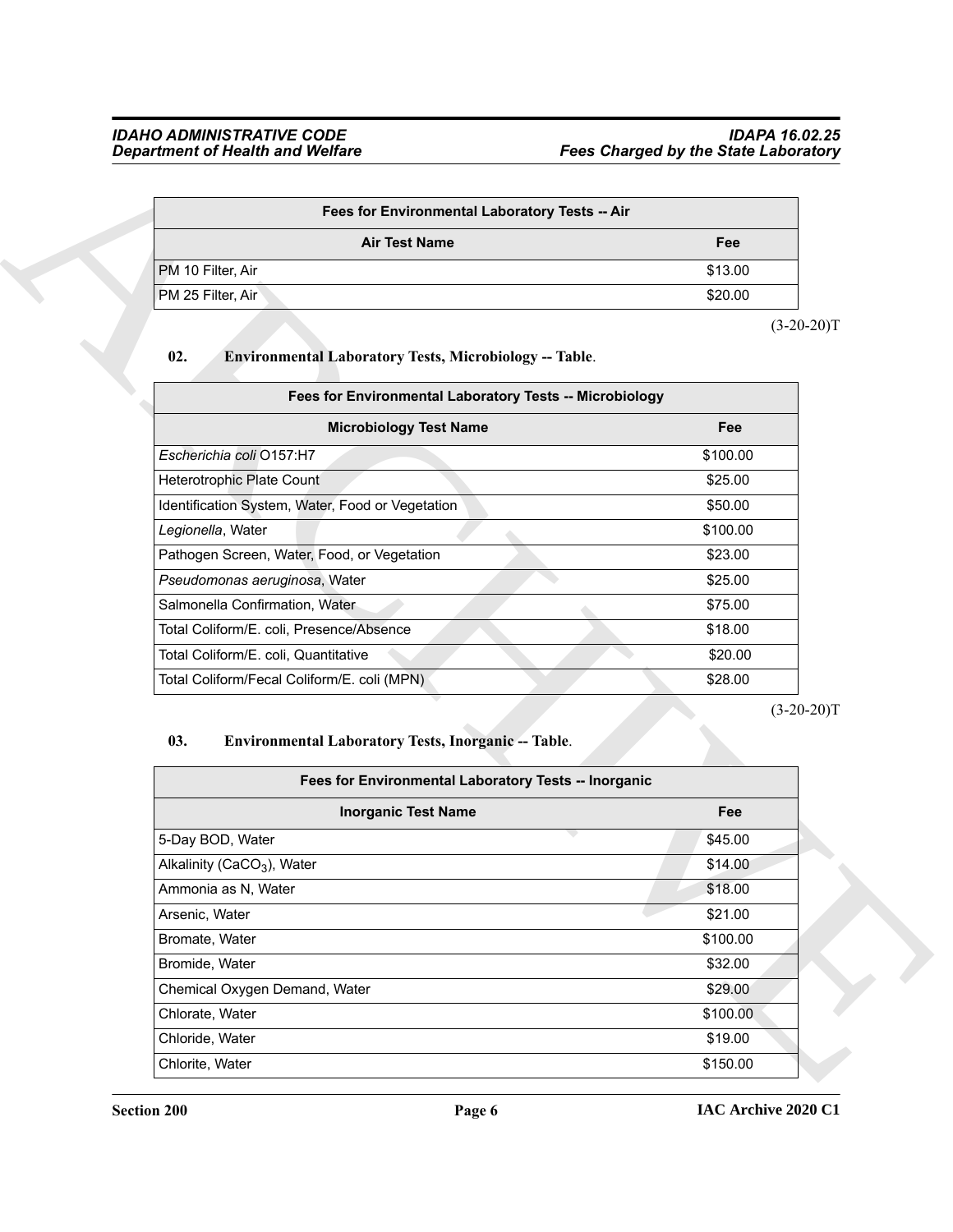| Fees for Environmental Laboratory Tests -- Air | |
|---|---|
| **Air Test Name** | **Fee** |
| PM 10 Filter, Air | $13.00 |
| PM 25 Filter, Air | $20.00 |

(3-20-20)T

**02. Environmental Laboratory Tests, Microbiology -- Table.**

| Fees for Environmental Laboratory Tests -- Microbiology | |
|---|---|
| **Microbiology Test Name** | **Fee** |
| *Escherichia coli* O157:H7 | $100.00 |
| Heterotrophic Plate Count | $25.00 |
| Identification System, Water, Food or Vegetation | $50.00 |
| *Legionella*, Water | $100.00 |
| Pathogen Screen, Water, Food, or Vegetation | $23.00 |
| *Pseudomonas aeruginosa*, Water | $25.00 |
| Salmonella Confirmation, Water | $75.00 |
| Total Coliform/E. coli, Presence/Absence | $18.00 |
| Total Coliform/E. coli, Quantitative | $20.00 |
| Total Coliform/Fecal Coliform/E. coli (MPN) | $28.00 |

(3-20-20)T

**03. Environmental Laboratory Tests, Inorganic -- Table.**

| Fees for Environmental Laboratory Tests -- Inorganic | |
|---|---|
| **Inorganic Test Name** | **Fee** |
| 5-Day BOD, Water | $45.00 |
| Alkalinity ($CaCO_3$), Water | $14.00 |
| Ammonia as N, Water | $18.00 |
| Arsenic, Water | $21.00 |
| Bromate, Water | $100.00 |
| Bromide, Water | $32.00 |
| Chemical Oxygen Demand, Water | $29.00 |
| Chlorate, Water | $100.00 |
| Chloride, Water | $19.00 |
| Chlorite, Water | $150.00 |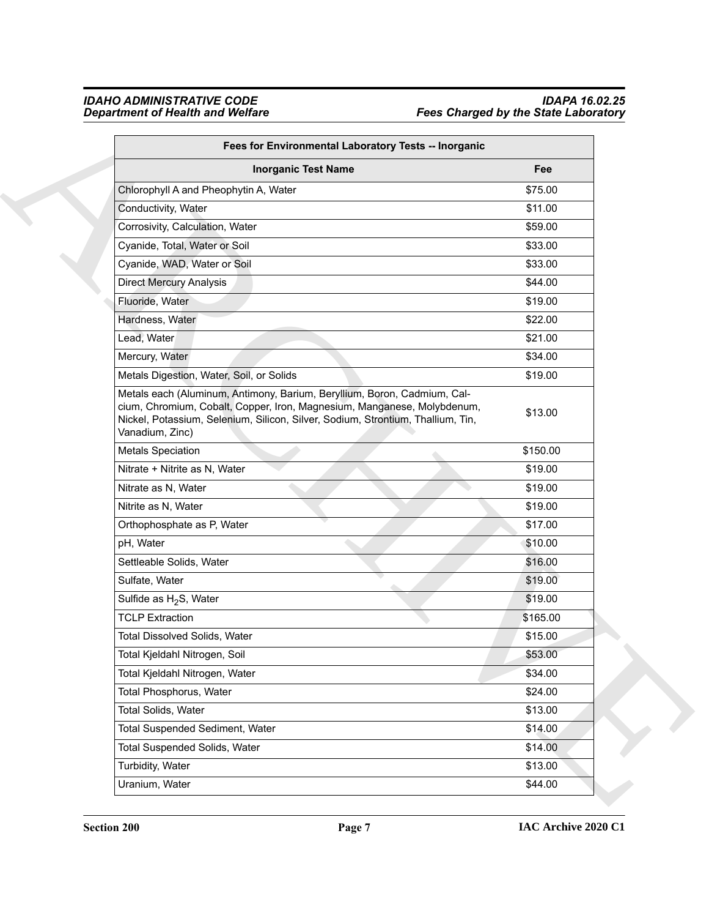| Fees for Environmental Laboratory Tests -- Inorganic | |
|---|---|
| **Inorganic Test Name** | **Fee** |
| Chlorophyll A and Pheophytin A, Water | $75.00 |
| Conductivity, Water | $11.00 |
| Corrosivity, Calculation, Water | $59.00 |
| Cyanide, Total, Water or Soil | $33.00 |
| Cyanide, WAD, Water or Soil | $33.00 |
| Direct Mercury Analysis | $44.00 |
| Fluoride, Water | $19.00 |
| Hardness, Water | $22.00 |
| Lead, Water | $21.00 |
| Mercury, Water | $34.00 |
| Metals Digestion, Water, Soil, or Solids | $19.00 |
| Metals each (Aluminum, Antimony, Barium, Beryllium, Boron, Cadmium, Calcium, Chromium, Cobalt, Copper, Iron, Magnesium, Manganese, Molybdenum, Nickel, Potassium, Selenium, Silicon, Silver, Sodium, Strontium, Thallium, Tin, Vanadium, Zinc) | $13.00 |
| Metals Speciation | $150.00 |
| Nitrate + Nitrite as N, Water | $19.00 |
| Nitrate as N, Water | $19.00 |
| Nitrite as N, Water | $19.00 |
| Orthophosphate as P, Water | $17.00 |
| pH, Water | $10.00 |
| Settleable Solids, Water | $16.00 |
| Sulfate, Water | $19.00 |
| Sulfide as $H_2S$, Water | $19.00 |
| TCLP Extraction | $165.00 |
| Total Dissolved Solids, Water | $15.00 |
| Total Kjeldahl Nitrogen, Soil | $53.00 |
| Total Kjeldahl Nitrogen, Water | $34.00 |
| Total Phosphorus, Water | $24.00 |
| Total Solids, Water | $13.00 |
| Total Suspended Sediment, Water | $14.00 |
| Total Suspended Solids, Water | $14.00 |
| Turbidity, Water | $13.00 |
| Uranium, Water | $44.00 |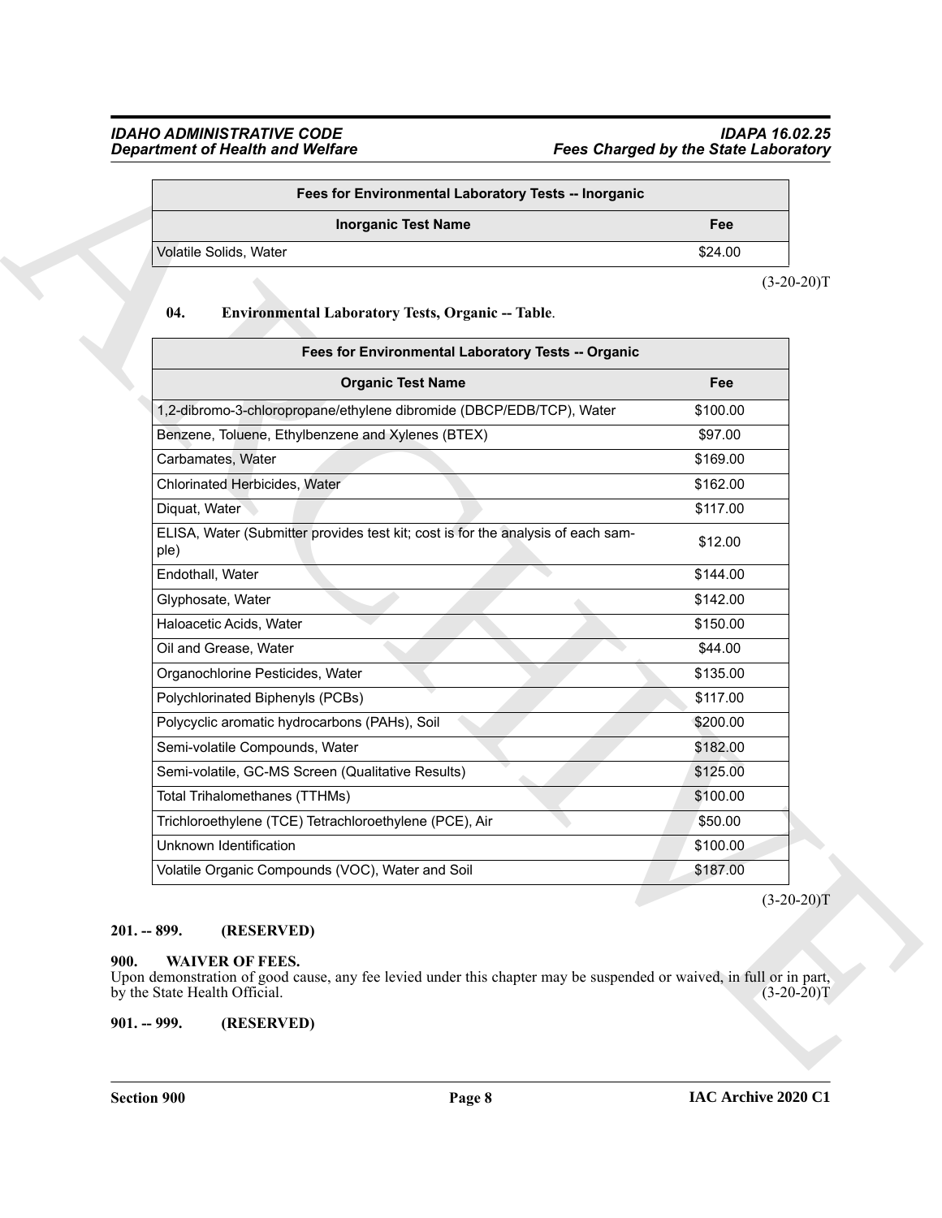| Fees for Environmental Laboratory Tests -- Inorganic | |
|---|---|
| **Inorganic Test Name** | **Fee** |
| Volatile Solids, Water | $24.00 |

(3-20-20)T

**04. Environmental Laboratory Tests, Organic -- Table**.

| Fees for Environmental Laboratory Tests -- Organic | |
|---|---|
| **Organic Test Name** | **Fee** |
| 1,2-dibromo-3-chloropropane/ethylene dibromide (DBCP/EDB/TCP), Water | $100.00 |
| Benzene, Toluene, Ethylbenzene and Xylenes (BTEX) | $97.00 |
| Carbamates, Water | $169.00 |
| Chlorinated Herbicides, Water | $162.00 |
| Diquat, Water | $117.00 |
| ELISA, Water (Submitter provides test kit; cost is for the analysis of each sample) | $12.00 |
| Endothall, Water | $144.00 |
| Glyphosate, Water | $142.00 |
| Haloacetic Acids, Water | $150.00 |
| Oil and Grease, Water | $44.00 |
| Organochlorine Pesticides, Water | $135.00 |
| Polychlorinated Biphenyls (PCBs) | $117.00 |
| Polycyclic aromatic hydrocarbons (PAHs), Soil | $200.00 |
| Semi-volatile Compounds, Water | $182.00 |
| Semi-volatile, GC-MS Screen (Qualitative Results) | $125.00 |
| Total Trihalomethanes (TTHMs) | $100.00 |
| Trichloroethylene (TCE) Tetrachloroethylene (PCE), Air | $50.00 |
| Unknown Identification | $100.00 |
| Volatile Organic Compounds (VOC), Water and Soil | $187.00 |

(3-20-20)T

## 201. -- 899. (RESERVED)

## 900. WAIVER OF FEES.

Upon demonstration of good cause, any fee levied under this chapter may be suspended or waived, in full or in part, by the State Health Official. (3-20-20)T

## 901. -- 999. (RESERVED)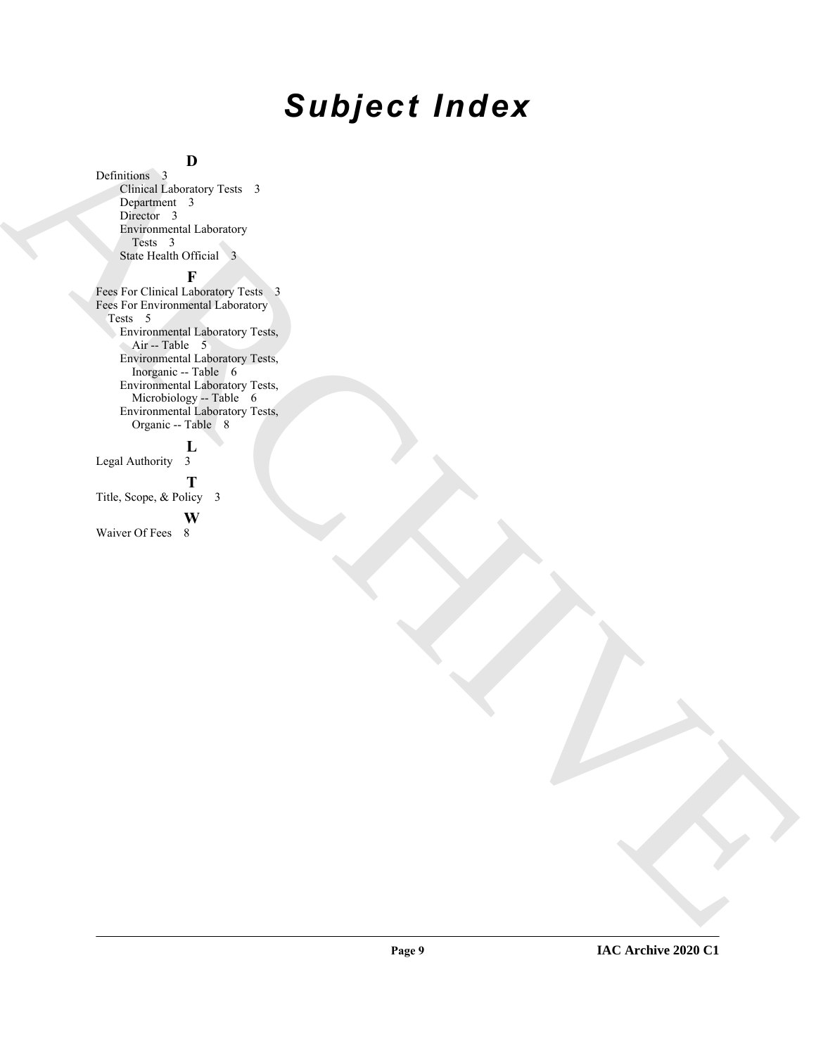# *Subject Index*

**D**

Definitions 3
- Clinical Laboratory Tests 3
- Department 3
- Director 3
- Environmental Laboratory Tests 3
- State Health Official 3

**F**

Fees For Clinical Laboratory Tests 3

Fees For Environmental Laboratory Tests 5
- Environmental Laboratory Tests, Air -- Table 5
- Environmental Laboratory Tests, Inorganic -- Table 6
- Environmental Laboratory Tests, Microbiology -- Table 6
- Environmental Laboratory Tests, Organic -- Table 8

**L**

Legal Authority 3

**T**

Title, Scope, & Policy 3

**W**

Waiver Of Fees 8